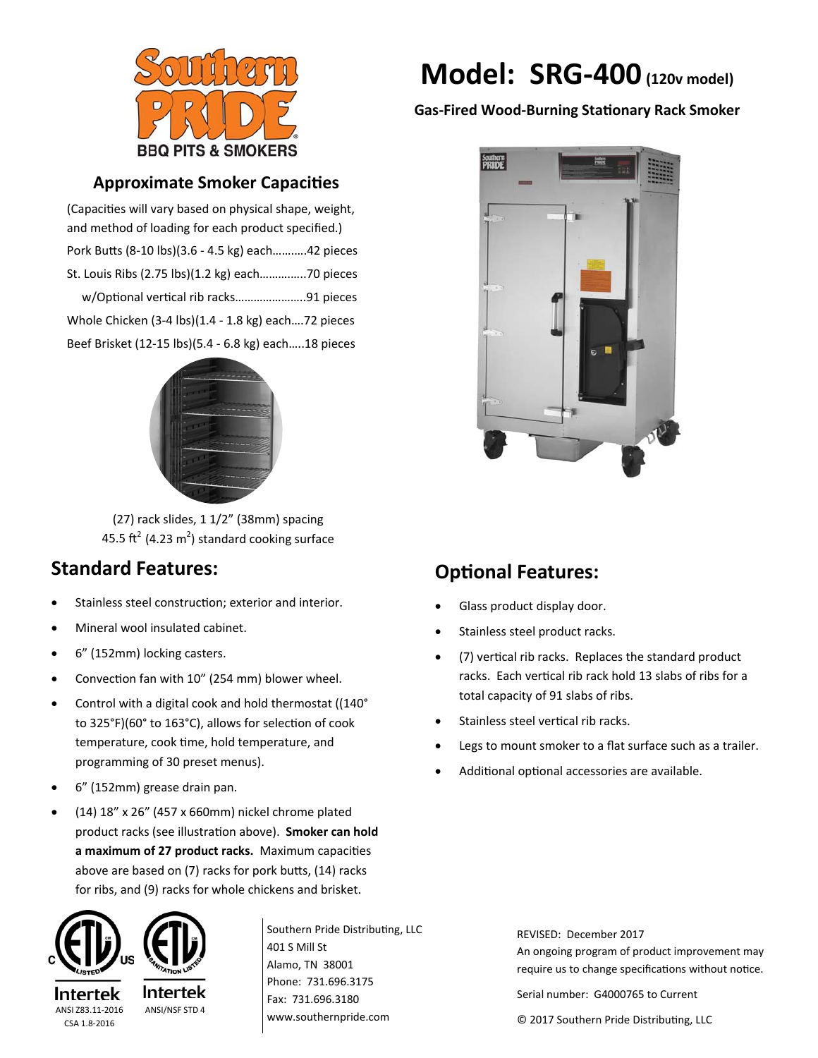# Model: SRG-400 (120v model)

**Gas-Fired Wood-Burning Stationary Rack Smoker**

## Approximate Smoker Capacities

(Capacities will vary based on physical shape, weight, and method of loading for each product specified.)

Pork Butts (8-10 lbs)(3.6 - 4.5 kg) each...........42 pieces

St. Louis Ribs (2.75 lbs)(1.2 kg) each..............70 pieces

w/Optional vertical rib racks......................91 pieces

Whole Chicken (3-4 lbs)(1.4 - 1.8 kg) each....72 pieces

Beef Brisket (12-15 lbs)(5.4 - 6.8 kg) each.....18 pieces

(27) rack slides, 1 1/2" (38mm) spacing

45.5 ft$^2$ (4.23 m$^2$) standard cooking surface

## Standard Features:

- Stainless steel construction; exterior and interior.
- Mineral wool insulated cabinet.
- 6" (152mm) locking casters.
- Convection fan with 10" (254 mm) blower wheel.
- Control with a digital cook and hold thermostat ((140° to 325°F)(60° to 163°C), allows for selection of cook temperature, cook time, hold temperature, and programming of 30 preset menus).
- 6" (152mm) grease drain pan.
- (14) 18" x 26" (457 x 660mm) nickel chrome plated product racks (see illustration above). **Smoker can hold a maximum of 27 product racks.** Maximum capacities above are based on (7) racks for pork butts, (14) racks for ribs, and (9) racks for whole chickens and brisket.

## Optional Features:

- Glass product display door.
- Stainless steel product racks.
- (7) vertical rib racks. Replaces the standard product racks. Each vertical rib rack hold 13 slabs of ribs for a total capacity of 91 slabs of ribs.
- Stainless steel vertical rib racks.
- Legs to mount smoker to a flat surface such as a trailer.
- Additional optional accessories are available.

Intertek ANSI Z83.11-2016 CSA 1.8-2016

Intertek ANSI/NSF STD 4

Southern Pride Distributing, LLC
401 S Mill St
Alamo, TN 38001
Phone: 731.696.3175
Fax: 731.696.3180
www.southernpride.com

REVISED: December 2017
An ongoing program of product improvement may require us to change specifications without notice.

Serial number: G4000765 to Current

© 2017 Southern Pride Distributing, LLC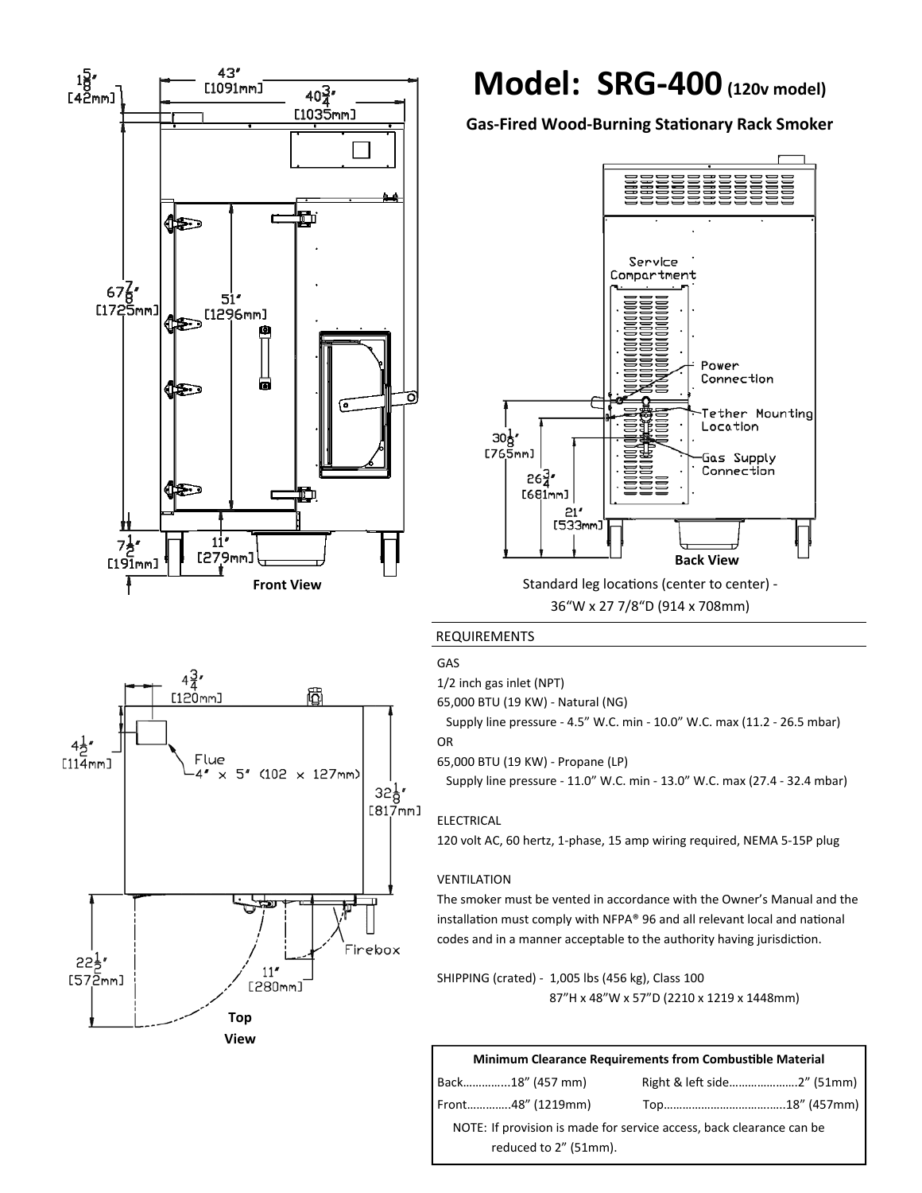# Model: SRG-400 (120v model)

**Gas-Fired Wood-Burning Stationary Rack Smoker**

1 5/8" [42mm]
43" [1091mm]
40 3/4" [1035mm]
67 7/8" [1725mm]
51" [1296mm]
7 1/2" [191mm]
11" [279mm]

**Front View**

Service Compartment
Power Connection
Tether Mounting Location
Gas Supply Connection
30 1/8" [765mm]
26 3/4" [681mm]
21" [533mm]

**Back View**

Standard leg locations (center to center) - 36"W x 27 7/8"D (914 x 708mm)

4 3/4" [120mm]
4 1/2" [114mm]
Flue 4" x 5" (102 x 127mm)
32 1/8" [817mm]
22 1/2" [572mm]
11" [280mm]
Firebox

**Top View**

## REQUIREMENTS

GAS

1/2 inch gas inlet (NPT)

65,000 BTU (19 KW) - Natural (NG)

Supply line pressure - 4.5" W.C. min - 10.0" W.C. max (11.2 - 26.5 mbar)

OR

65,000 BTU (19 KW) - Propane (LP)

Supply line pressure - 11.0" W.C. min - 13.0" W.C. max (27.4 - 32.4 mbar)

ELECTRICAL

120 volt AC, 60 hertz, 1-phase, 15 amp wiring required, NEMA 5-15P plug

VENTILATION

The smoker must be vented in accordance with the Owner's Manual and the installation must comply with NFPA® 96 and all relevant local and national codes and in a manner acceptable to the authority having jurisdiction.

SHIPPING (crated) - 1,005 lbs (456 kg), Class 100
87"H x 48"W x 57"D (2210 x 1219 x 1448mm)

| Minimum Clearance Requirements from Combustible Material | |
|---|---|
| Back..............18" (457 mm) | Right & left side.....................2" (51mm) |
| Front.............48" (1219mm) | Top.....................................18" (457mm) |

NOTE: If provision is made for service access, back clearance can be reduced to 2" (51mm).